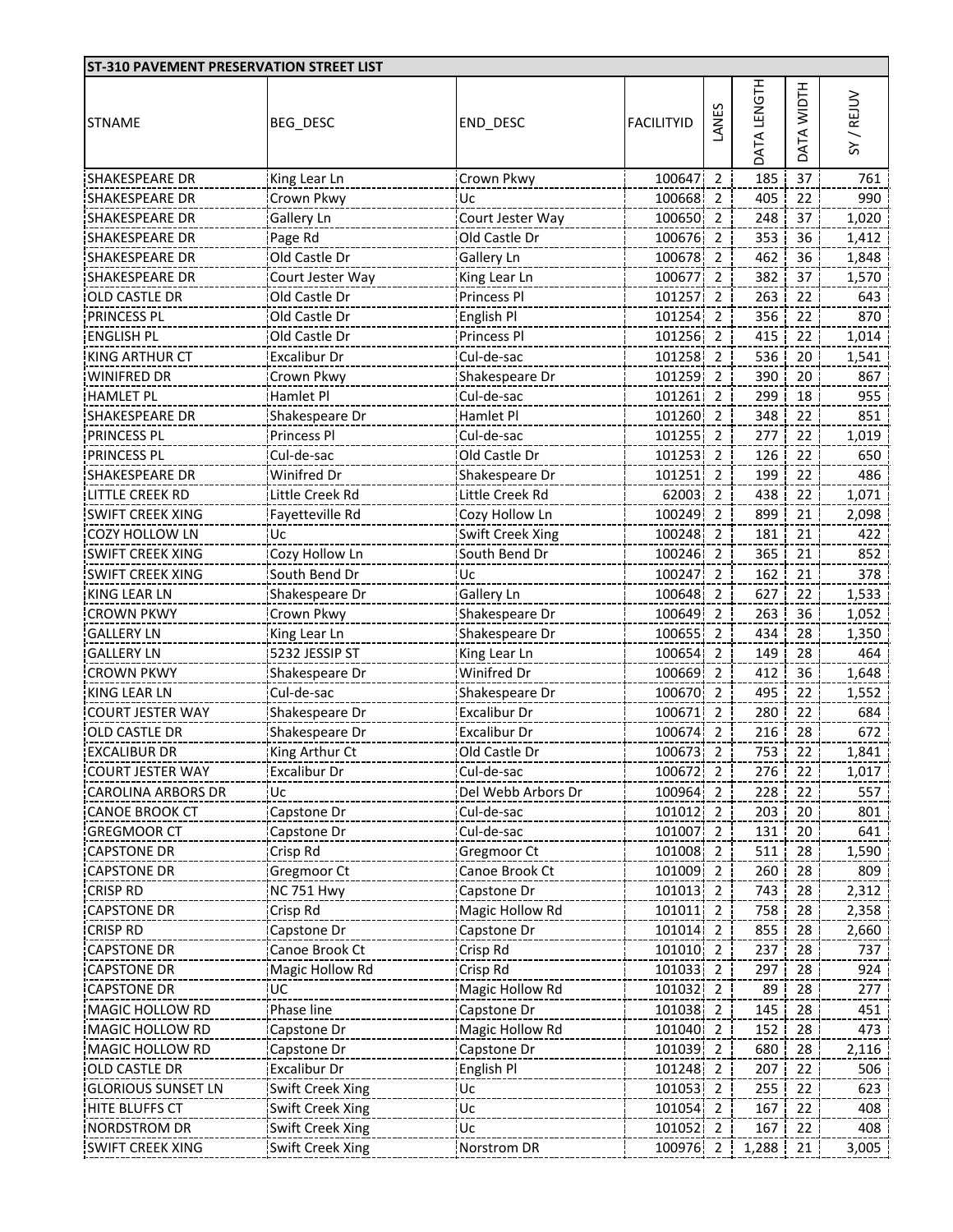## ST-310 PAVEMENT PRESERVATION STREET LIST

| STNAME | BEG_DESC | END_DESC | FACILITYID | LANES | DATA LENGTH | DATA WIDTH | SY / REJUV |
|---|---|---|---|---|---|---|---|
| SHAKESPEARE DR | King Lear Ln | Crown Pkwy | 100647 | 2 | 185 | 37 | 761 |
| SHAKESPEARE DR | Crown Pkwy | Uc | 100668 | 2 | 405 | 22 | 990 |
| SHAKESPEARE DR | Gallery Ln | Court Jester Way | 100650 | 2 | 248 | 37 | 1,020 |
| SHAKESPEARE DR | Page Rd | Old Castle Dr | 100676 | 2 | 353 | 36 | 1,412 |
| SHAKESPEARE DR | Old Castle Dr | Gallery Ln | 100678 | 2 | 462 | 36 | 1,848 |
| SHAKESPEARE DR | Court Jester Way | King Lear Ln | 100677 | 2 | 382 | 37 | 1,570 |
| OLD CASTLE DR | Old Castle Dr | Princess Pl | 101257 | 2 | 263 | 22 | 643 |
| PRINCESS PL | Old Castle Dr | English Pl | 101254 | 2 | 356 | 22 | 870 |
| ENGLISH PL | Old Castle Dr | Princess Pl | 101256 | 2 | 415 | 22 | 1,014 |
| KING ARTHUR CT | Excalibur Dr | Cul-de-sac | 101258 | 2 | 536 | 20 | 1,541 |
| WINIFRED DR | Crown Pkwy | Shakespeare Dr | 101259 | 2 | 390 | 20 | 867 |
| HAMLET PL | Hamlet Pl | Cul-de-sac | 101261 | 2 | 299 | 18 | 955 |
| SHAKESPEARE DR | Shakespeare Dr | Hamlet Pl | 101260 | 2 | 348 | 22 | 851 |
| PRINCESS PL | Princess Pl | Cul-de-sac | 101255 | 2 | 277 | 22 | 1,019 |
| PRINCESS PL | Cul-de-sac | Old Castle Dr | 101253 | 2 | 126 | 22 | 650 |
| SHAKESPEARE DR | Winifred Dr | Shakespeare Dr | 101251 | 2 | 199 | 22 | 486 |
| LITTLE CREEK RD | Little Creek Rd | Little Creek Rd | 62003 | 2 | 438 | 22 | 1,071 |
| SWIFT CREEK XING | Fayetteville Rd | Cozy Hollow Ln | 100249 | 2 | 899 | 21 | 2,098 |
| COZY HOLLOW LN | Uc | Swift Creek Xing | 100248 | 2 | 181 | 21 | 422 |
| SWIFT CREEK XING | Cozy Hollow Ln | South Bend Dr | 100246 | 2 | 365 | 21 | 852 |
| SWIFT CREEK XING | South Bend Dr | Uc | 100247 | 2 | 162 | 21 | 378 |
| KING LEAR LN | Shakespeare Dr | Gallery Ln | 100648 | 2 | 627 | 22 | 1,533 |
| CROWN PKWY | Crown Pkwy | Shakespeare Dr | 100649 | 2 | 263 | 36 | 1,052 |
| GALLERY LN | King Lear Ln | Shakespeare Dr | 100655 | 2 | 434 | 28 | 1,350 |
| GALLERY LN | 5232 JESSIP ST | King Lear Ln | 100654 | 2 | 149 | 28 | 464 |
| CROWN PKWY | Shakespeare Dr | Winifred Dr | 100669 | 2 | 412 | 36 | 1,648 |
| KING LEAR LN | Cul-de-sac | Shakespeare Dr | 100670 | 2 | 495 | 22 | 1,552 |
| COURT JESTER WAY | Shakespeare Dr | Excalibur Dr | 100671 | 2 | 280 | 22 | 684 |
| OLD CASTLE DR | Shakespeare Dr | Excalibur Dr | 100674 | 2 | 216 | 28 | 672 |
| EXCALIBUR DR | King Arthur Ct | Old Castle Dr | 100673 | 2 | 753 | 22 | 1,841 |
| COURT JESTER WAY | Excalibur Dr | Cul-de-sac | 100672 | 2 | 276 | 22 | 1,017 |
| CAROLINA ARBORS DR | Uc | Del Webb Arbors Dr | 100964 | 2 | 228 | 22 | 557 |
| CANOE BROOK CT | Capstone Dr | Cul-de-sac | 101012 | 2 | 203 | 20 | 801 |
| GREGMOOR CT | Capstone Dr | Cul-de-sac | 101007 | 2 | 131 | 20 | 641 |
| CAPSTONE DR | Crisp Rd | Gregmoor Ct | 101008 | 2 | 511 | 28 | 1,590 |
| CAPSTONE DR | Gregmoor Ct | Canoe Brook Ct | 101009 | 2 | 260 | 28 | 809 |
| CRISP RD | NC 751 Hwy | Capstone Dr | 101013 | 2 | 743 | 28 | 2,312 |
| CAPSTONE DR | Crisp Rd | Magic Hollow Rd | 101011 | 2 | 758 | 28 | 2,358 |
| CRISP RD | Capstone Dr | Capstone Dr | 101014 | 2 | 855 | 28 | 2,660 |
| CAPSTONE DR | Canoe Brook Ct | Crisp Rd | 101010 | 2 | 237 | 28 | 737 |
| CAPSTONE DR | Magic Hollow Rd | Crisp Rd | 101033 | 2 | 297 | 28 | 924 |
| CAPSTONE DR | UC | Magic Hollow Rd | 101032 | 2 | 89 | 28 | 277 |
| MAGIC HOLLOW RD | Phase line | Capstone Dr | 101038 | 2 | 145 | 28 | 451 |
| MAGIC HOLLOW RD | Capstone Dr | Magic Hollow Rd | 101040 | 2 | 152 | 28 | 473 |
| MAGIC HOLLOW RD | Capstone Dr | Capstone Dr | 101039 | 2 | 680 | 28 | 2,116 |
| OLD CASTLE DR | Excalibur Dr | English Pl | 101248 | 2 | 207 | 22 | 506 |
| GLORIOUS SUNSET LN | Swift Creek Xing | Uc | 101053 | 2 | 255 | 22 | 623 |
| HITE BLUFFS CT | Swift Creek Xing | Uc | 101054 | 2 | 167 | 22 | 408 |
| NORDSTROM DR | Swift Creek Xing | Uc | 101052 | 2 | 167 | 22 | 408 |
| SWIFT CREEK XING | Swift Creek Xing | Norstrom DR | 100976 | 2 | 1,288 | 21 | 3,005 |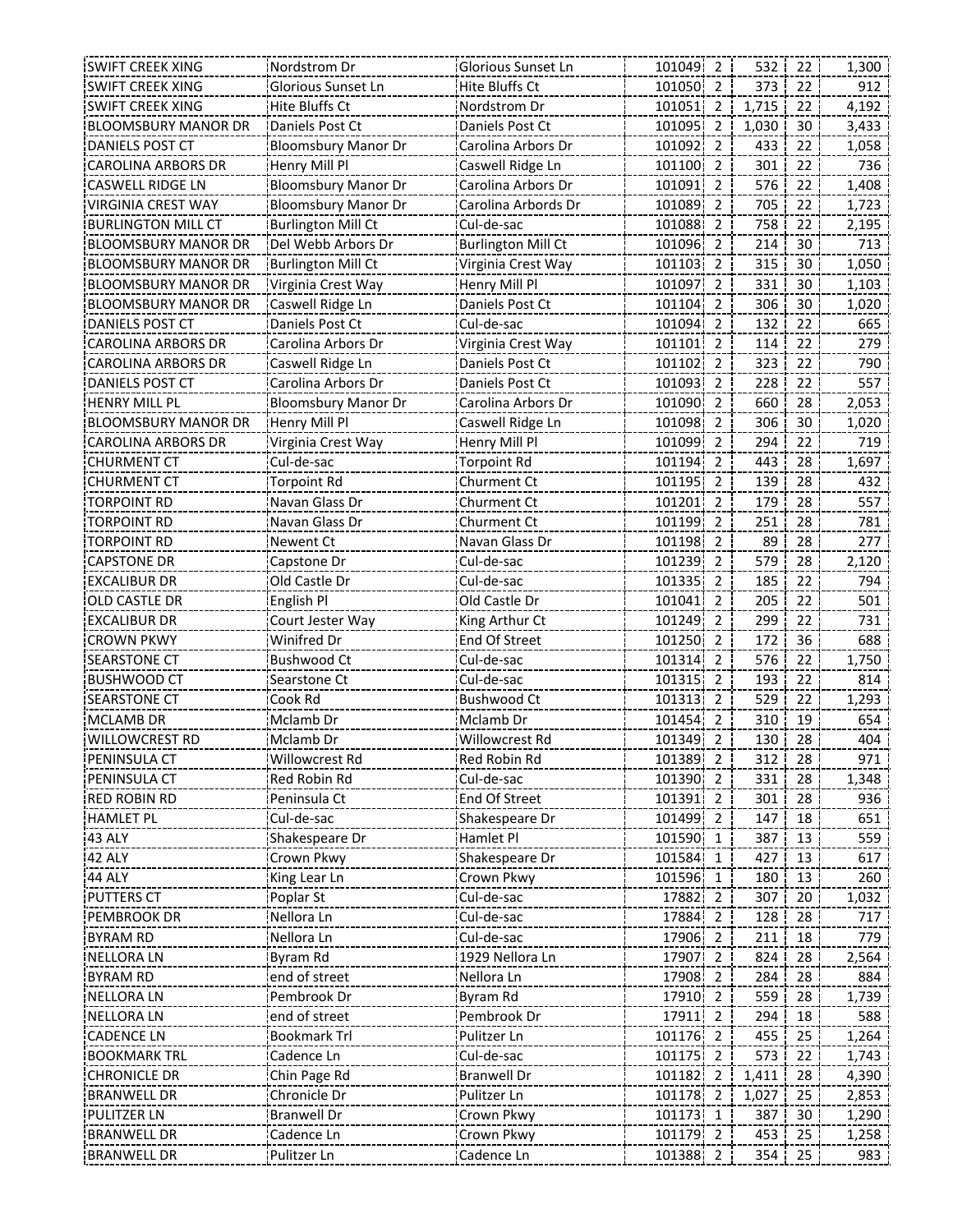| | | | | | | | |
|---|---|---|---|---|---|---|---|
| SWIFT CREEK XING | Nordstrom Dr | Glorious Sunset Ln | 101049 | 2 | 532 | 22 | 1,300 |
| SWIFT CREEK XING | Glorious Sunset Ln | Hite Bluffs Ct | 101050 | 2 | 373 | 22 | 912 |
| SWIFT CREEK XING | Hite Bluffs Ct | Nordstrom Dr | 101051 | 2 | 1,715 | 22 | 4,192 |
| BLOOMSBURY MANOR DR | Daniels Post Ct | Daniels Post Ct | 101095 | 2 | 1,030 | 30 | 3,433 |
| DANIELS POST CT | Bloomsbury Manor Dr | Carolina Arbors Dr | 101092 | 2 | 433 | 22 | 1,058 |
| CAROLINA ARBORS DR | Henry Mill Pl | Caswell Ridge Ln | 101100 | 2 | 301 | 22 | 736 |
| CASWELL RIDGE LN | Bloomsbury Manor Dr | Carolina Arbors Dr | 101091 | 2 | 576 | 22 | 1,408 |
| VIRGINIA CREST WAY | Bloomsbury Manor Dr | Carolina Arbords Dr | 101089 | 2 | 705 | 22 | 1,723 |
| BURLINGTON MILL CT | Burlington Mill Ct | Cul-de-sac | 101088 | 2 | 758 | 22 | 2,195 |
| BLOOMSBURY MANOR DR | Del Webb Arbors Dr | Burlington Mill Ct | 101096 | 2 | 214 | 30 | 713 |
| BLOOMSBURY MANOR DR | Burlington Mill Ct | Virginia Crest Way | 101103 | 2 | 315 | 30 | 1,050 |
| BLOOMSBURY MANOR DR | Virginia Crest Way | Henry Mill Pl | 101097 | 2 | 331 | 30 | 1,103 |
| BLOOMSBURY MANOR DR | Caswell Ridge Ln | Daniels Post Ct | 101104 | 2 | 306 | 30 | 1,020 |
| DANIELS POST CT | Daniels Post Ct | Cul-de-sac | 101094 | 2 | 132 | 22 | 665 |
| CAROLINA ARBORS DR | Carolina Arbors Dr | Virginia Crest Way | 101101 | 2 | 114 | 22 | 279 |
| CAROLINA ARBORS DR | Caswell Ridge Ln | Daniels Post Ct | 101102 | 2 | 323 | 22 | 790 |
| DANIELS POST CT | Carolina Arbors Dr | Daniels Post Ct | 101093 | 2 | 228 | 22 | 557 |
| HENRY MILL PL | Bloomsbury Manor Dr | Carolina Arbors Dr | 101090 | 2 | 660 | 28 | 2,053 |
| BLOOMSBURY MANOR DR | Henry Mill Pl | Caswell Ridge Ln | 101098 | 2 | 306 | 30 | 1,020 |
| CAROLINA ARBORS DR | Virginia Crest Way | Henry Mill Pl | 101099 | 2 | 294 | 22 | 719 |
| CHURMENT CT | Cul-de-sac | Torpoint Rd | 101194 | 2 | 443 | 28 | 1,697 |
| CHURMENT CT | Torpoint Rd | Churment Ct | 101195 | 2 | 139 | 28 | 432 |
| TORPOINT RD | Navan Glass Dr | Churment Ct | 101201 | 2 | 179 | 28 | 557 |
| TORPOINT RD | Navan Glass Dr | Churment Ct | 101199 | 2 | 251 | 28 | 781 |
| TORPOINT RD | Newent Ct | Navan Glass Dr | 101198 | 2 | 89 | 28 | 277 |
| CAPSTONE DR | Capstone Dr | Cul-de-sac | 101239 | 2 | 579 | 28 | 2,120 |
| EXCALIBUR DR | Old Castle Dr | Cul-de-sac | 101335 | 2 | 185 | 22 | 794 |
| OLD CASTLE DR | English Pl | Old Castle Dr | 101041 | 2 | 205 | 22 | 501 |
| EXCALIBUR DR | Court Jester Way | King Arthur Ct | 101249 | 2 | 299 | 22 | 731 |
| CROWN PKWY | Winifred Dr | End Of Street | 101250 | 2 | 172 | 36 | 688 |
| SEARSTONE CT | Bushwood Ct | Cul-de-sac | 101314 | 2 | 576 | 22 | 1,750 |
| BUSHWOOD CT | Searstone Ct | Cul-de-sac | 101315 | 2 | 193 | 22 | 814 |
| SEARSTONE CT | Cook Rd | Bushwood Ct | 101313 | 2 | 529 | 22 | 1,293 |
| MCLAMB DR | Mclamb Dr | Mclamb Dr | 101454 | 2 | 310 | 19 | 654 |
| WILLOWCREST RD | Mclamb Dr | Willowcrest Rd | 101349 | 2 | 130 | 28 | 404 |
| PENINSULA CT | Willowcrest Rd | Red Robin Rd | 101389 | 2 | 312 | 28 | 971 |
| PENINSULA CT | Red Robin Rd | Cul-de-sac | 101390 | 2 | 331 | 28 | 1,348 |
| RED ROBIN RD | Peninsula Ct | End Of Street | 101391 | 2 | 301 | 28 | 936 |
| HAMLET PL | Cul-de-sac | Shakespeare Dr | 101499 | 2 | 147 | 18 | 651 |
| 43 ALY | Shakespeare Dr | Hamlet Pl | 101590 | 1 | 387 | 13 | 559 |
| 42 ALY | Crown Pkwy | Shakespeare Dr | 101584 | 1 | 427 | 13 | 617 |
| 44 ALY | King Lear Ln | Crown Pkwy | 101596 | 1 | 180 | 13 | 260 |
| PUTTERS CT | Poplar St | Cul-de-sac | 17882 | 2 | 307 | 20 | 1,032 |
| PEMBROOK DR | Nellora Ln | Cul-de-sac | 17884 | 2 | 128 | 28 | 717 |
| BYRAM RD | Nellora Ln | Cul-de-sac | 17906 | 2 | 211 | 18 | 779 |
| NELLORA LN | Byram Rd | 1929 Nellora Ln | 17907 | 2 | 824 | 28 | 2,564 |
| BYRAM RD | end of street | Nellora Ln | 17908 | 2 | 284 | 28 | 884 |
| NELLORA LN | Pembrook Dr | Byram Rd | 17910 | 2 | 559 | 28 | 1,739 |
| NELLORA LN | end of street | Pembrook Dr | 17911 | 2 | 294 | 18 | 588 |
| CADENCE LN | Bookmark Trl | Pulitzer Ln | 101176 | 2 | 455 | 25 | 1,264 |
| BOOKMARK TRL | Cadence Ln | Cul-de-sac | 101175 | 2 | 573 | 22 | 1,743 |
| CHRONICLE DR | Chin Page Rd | Branwell Dr | 101182 | 2 | 1,411 | 28 | 4,390 |
| BRANWELL DR | Chronicle Dr | Pulitzer Ln | 101178 | 2 | 1,027 | 25 | 2,853 |
| PULITZER LN | Branwell Dr | Crown Pkwy | 101173 | 1 | 387 | 30 | 1,290 |
| BRANWELL DR | Cadence Ln | Crown Pkwy | 101179 | 2 | 453 | 25 | 1,258 |
| BRANWELL DR | Pulitzer Ln | Cadence Ln | 101388 | 2 | 354 | 25 | 983 |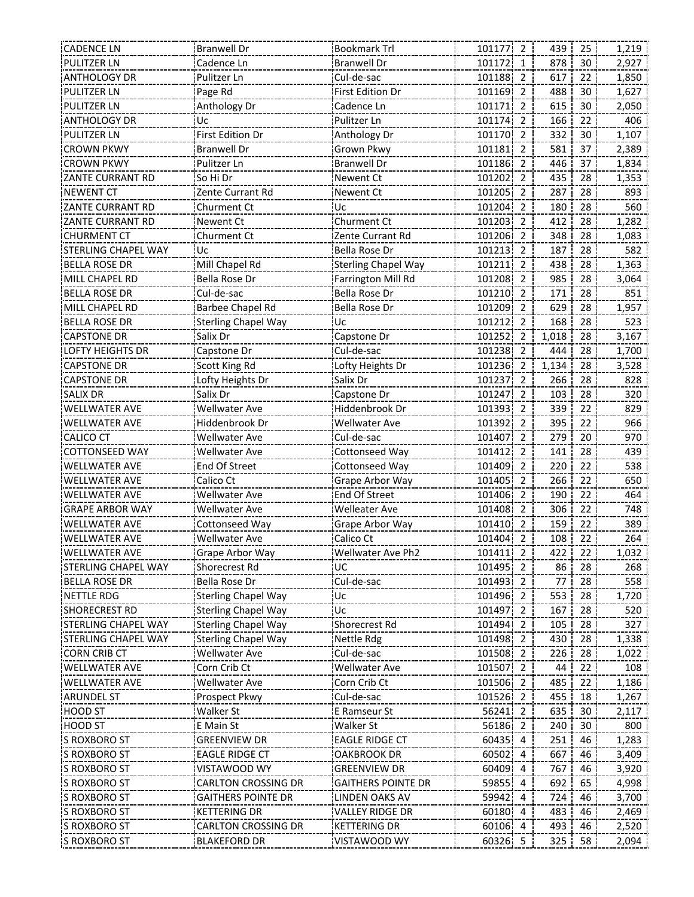| | | | | | | | |
|---|---|---|---|---|---|---|---|
| CADENCE LN | Branwell Dr | Bookmark Trl | 101177 | 2 | 439 | 25 | 1,219 |
| PULITZER LN | Cadence Ln | Branwell Dr | 101172 | 1 | 878 | 30 | 2,927 |
| ANTHOLOGY DR | Pulitzer Ln | Cul-de-sac | 101188 | 2 | 617 | 22 | 1,850 |
| PULITZER LN | Page Rd | First Edition Dr | 101169 | 2 | 488 | 30 | 1,627 |
| PULITZER LN | Anthology Dr | Cadence Ln | 101171 | 2 | 615 | 30 | 2,050 |
| ANTHOLOGY DR | Uc | Pulitzer Ln | 101174 | 2 | 166 | 22 | 406 |
| PULITZER LN | First Edition Dr | Anthology Dr | 101170 | 2 | 332 | 30 | 1,107 |
| CROWN PKWY | Branwell Dr | Grown Pkwy | 101181 | 2 | 581 | 37 | 2,389 |
| CROWN PKWY | Pulitzer Ln | Branwell Dr | 101186 | 2 | 446 | 37 | 1,834 |
| ZANTE CURRANT RD | So Hi Dr | Newent Ct | 101202 | 2 | 435 | 28 | 1,353 |
| NEWENT CT | Zente Currant Rd | Newent Ct | 101205 | 2 | 287 | 28 | 893 |
| ZANTE CURRANT RD | Churment Ct | Uc | 101204 | 2 | 180 | 28 | 560 |
| ZANTE CURRANT RD | Newent Ct | Churment Ct | 101203 | 2 | 412 | 28 | 1,282 |
| CHURMENT CT | Churment Ct | Zente Currant Rd | 101206 | 2 | 348 | 28 | 1,083 |
| STERLING CHAPEL WAY | Uc | Bella Rose Dr | 101213 | 2 | 187 | 28 | 582 |
| BELLA ROSE DR | Mill Chapel Rd | Sterling Chapel Way | 101211 | 2 | 438 | 28 | 1,363 |
| MILL CHAPEL RD | Bella Rose Dr | Farrington Mill Rd | 101208 | 2 | 985 | 28 | 3,064 |
| BELLA ROSE DR | Cul-de-sac | Bella Rose Dr | 101210 | 2 | 171 | 28 | 851 |
| MILL CHAPEL RD | Barbee Chapel Rd | Bella Rose Dr | 101209 | 2 | 629 | 28 | 1,957 |
| BELLA ROSE DR | Sterling Chapel Way | Uc | 101212 | 2 | 168 | 28 | 523 |
| CAPSTONE DR | Salix Dr | Capstone Dr | 101252 | 2 | 1,018 | 28 | 3,167 |
| LOFTY HEIGHTS DR | Capstone Dr | Cul-de-sac | 101238 | 2 | 444 | 28 | 1,700 |
| CAPSTONE DR | Scott King Rd | Lofty Heights Dr | 101236 | 2 | 1,134 | 28 | 3,528 |
| CAPSTONE DR | Lofty Heights Dr | Salix Dr | 101237 | 2 | 266 | 28 | 828 |
| SALIX DR | Salix Dr | Capstone Dr | 101247 | 2 | 103 | 28 | 320 |
| WELLWATER AVE | Wellwater Ave | Hiddenbrook Dr | 101393 | 2 | 339 | 22 | 829 |
| WELLWATER AVE | Hiddenbrook Dr | Wellwater Ave | 101392 | 2 | 395 | 22 | 966 |
| CALICO CT | Wellwater Ave | Cul-de-sac | 101407 | 2 | 279 | 20 | 970 |
| COTTONSEED WAY | Wellwater Ave | Cottonseed Way | 101412 | 2 | 141 | 28 | 439 |
| WELLWATER AVE | End Of Street | Cottonseed Way | 101409 | 2 | 220 | 22 | 538 |
| WELLWATER AVE | Calico Ct | Grape Arbor Way | 101405 | 2 | 266 | 22 | 650 |
| WELLWATER AVE | Wellwater Ave | End Of Street | 101406 | 2 | 190 | 22 | 464 |
| GRAPE ARBOR WAY | Wellwater Ave | Welleater Ave | 101408 | 2 | 306 | 22 | 748 |
| WELLWATER AVE | Cottonseed Way | Grape Arbor Way | 101410 | 2 | 159 | 22 | 389 |
| WELLWATER AVE | Wellwater Ave | Calico Ct | 101404 | 2 | 108 | 22 | 264 |
| WELLWATER AVE | Grape Arbor Way | Wellwater Ave Ph2 | 101411 | 2 | 422 | 22 | 1,032 |
| STERLING CHAPEL WAY | Shorecrest Rd | UC | 101495 | 2 | 86 | 28 | 268 |
| BELLA ROSE DR | Bella Rose Dr | Cul-de-sac | 101493 | 2 | 77 | 28 | 558 |
| NETTLE RDG | Sterling Chapel Way | Uc | 101496 | 2 | 553 | 28 | 1,720 |
| SHORECREST RD | Sterling Chapel Way | Uc | 101497 | 2 | 167 | 28 | 520 |
| STERLING CHAPEL WAY | Sterling Chapel Way | Shorecrest Rd | 101494 | 2 | 105 | 28 | 327 |
| STERLING CHAPEL WAY | Sterling Chapel Way | Nettle Rdg | 101498 | 2 | 430 | 28 | 1,338 |
| CORN CRIB CT | Wellwater Ave | Cul-de-sac | 101508 | 2 | 226 | 28 | 1,022 |
| WELLWATER AVE | Corn Crib Ct | Wellwater Ave | 101507 | 2 | 44 | 22 | 108 |
| WELLWATER AVE | Wellwater Ave | Corn Crib Ct | 101506 | 2 | 485 | 22 | 1,186 |
| ARUNDEL ST | Prospect Pkwy | Cul-de-sac | 101526 | 2 | 455 | 18 | 1,267 |
| HOOD ST | Walker St | E Ramseur St | 56241 | 2 | 635 | 30 | 2,117 |
| HOOD ST | E Main St | Walker St | 56186 | 2 | 240 | 30 | 800 |
| S ROXBORO ST | GREENVIEW DR | EAGLE RIDGE CT | 60435 | 4 | 251 | 46 | 1,283 |
| S ROXBORO ST | EAGLE RIDGE CT | OAKBROOK DR | 60502 | 4 | 667 | 46 | 3,409 |
| S ROXBORO ST | VISTAWOOD WY | GREENVIEW DR | 60409 | 4 | 767 | 46 | 3,920 |
| S ROXBORO ST | CARLTON CROSSING DR | GAITHERS POINTE DR | 59855 | 4 | 692 | 65 | 4,998 |
| S ROXBORO ST | GAITHERS POINTE DR | LINDEN OAKS AV | 59942 | 4 | 724 | 46 | 3,700 |
| S ROXBORO ST | KETTERING DR | VALLEY RIDGE DR | 60180 | 4 | 483 | 46 | 2,469 |
| S ROXBORO ST | CARLTON CROSSING DR | KETTERING DR | 60106 | 4 | 493 | 46 | 2,520 |
| S ROXBORO ST | BLAKEFORD DR | VISTAWOOD WY | 60326 | 5 | 325 | 58 | 2,094 |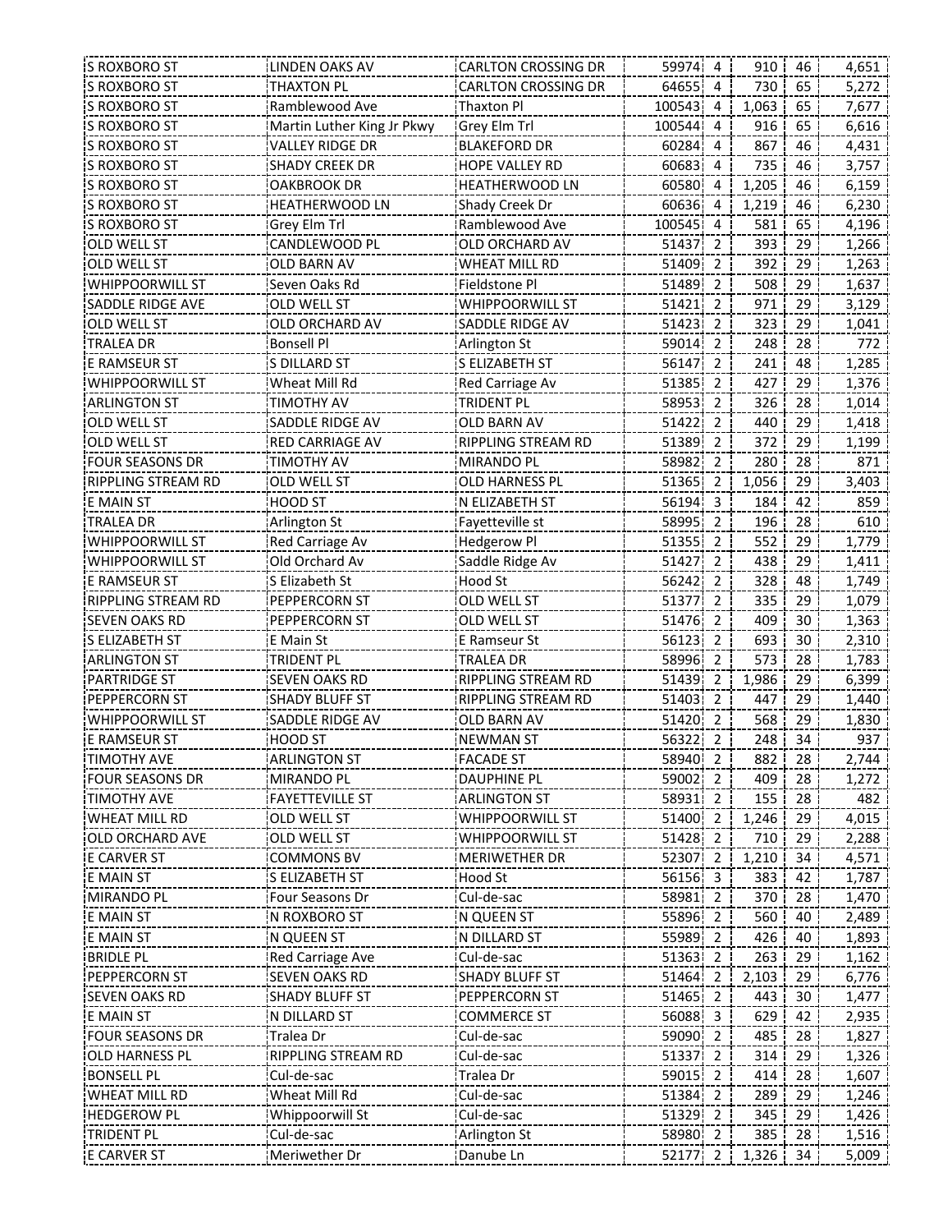| S ROXBORO ST | LINDEN OAKS AV | CARLTON CROSSING DR | 59974 | 4 | 910 | 46 | 4,651 |
|---|---|---|---|---|---|---|---|
| S ROXBORO ST | THAXTON PL | CARLTON CROSSING DR | 64655 | 4 | 730 | 65 | 5,272 |
| S ROXBORO ST | Ramblewood Ave | Thaxton Pl | 100543 | 4 | 1,063 | 65 | 7,677 |
| S ROXBORO ST | Martin Luther King Jr Pkwy | Grey Elm Trl | 100544 | 4 | 916 | 65 | 6,616 |
| S ROXBORO ST | VALLEY RIDGE DR | BLAKEFORD DR | 60284 | 4 | 867 | 46 | 4,431 |
| S ROXBORO ST | SHADY CREEK DR | HOPE VALLEY RD | 60683 | 4 | 735 | 46 | 3,757 |
| S ROXBORO ST | OAKBROOK DR | HEATHERWOOD LN | 60580 | 4 | 1,205 | 46 | 6,159 |
| S ROXBORO ST | HEATHERWOOD LN | Shady Creek Dr | 60636 | 4 | 1,219 | 46 | 6,230 |
| S ROXBORO ST | Grey Elm Trl | Ramblewood Ave | 100545 | 4 | 581 | 65 | 4,196 |
| OLD WELL ST | CANDLEWOOD PL | OLD ORCHARD AV | 51437 | 2 | 393 | 29 | 1,266 |
| OLD WELL ST | OLD BARN AV | WHEAT MILL RD | 51409 | 2 | 392 | 29 | 1,263 |
| WHIPPOORWILL ST | Seven Oaks Rd | Fieldstone Pl | 51489 | 2 | 508 | 29 | 1,637 |
| SADDLE RIDGE AVE | OLD WELL ST | WHIPPOORWILL ST | 51421 | 2 | 971 | 29 | 3,129 |
| OLD WELL ST | OLD ORCHARD AV | SADDLE RIDGE AV | 51423 | 2 | 323 | 29 | 1,041 |
| TRALEA DR | Bonsell Pl | Arlington St | 59014 | 2 | 248 | 28 | 772 |
| E RAMSEUR ST | S DILLARD ST | S ELIZABETH ST | 56147 | 2 | 241 | 48 | 1,285 |
| WHIPPOORWILL ST | Wheat Mill Rd | Red Carriage Av | 51385 | 2 | 427 | 29 | 1,376 |
| ARLINGTON ST | TIMOTHY AV | TRIDENT PL | 58953 | 2 | 326 | 28 | 1,014 |
| OLD WELL ST | SADDLE RIDGE AV | OLD BARN AV | 51422 | 2 | 440 | 29 | 1,418 |
| OLD WELL ST | RED CARRIAGE AV | RIPPLING STREAM RD | 51389 | 2 | 372 | 29 | 1,199 |
| FOUR SEASONS DR | TIMOTHY AV | MIRANDO PL | 58982 | 2 | 280 | 28 | 871 |
| RIPPLING STREAM RD | OLD WELL ST | OLD HARNESS PL | 51365 | 2 | 1,056 | 29 | 3,403 |
| E MAIN ST | HOOD ST | N ELIZABETH ST | 56194 | 3 | 184 | 42 | 859 |
| TRALEA DR | Arlington St | Fayetteville st | 58995 | 2 | 196 | 28 | 610 |
| WHIPPOORWILL ST | Red Carriage Av | Hedgerow Pl | 51355 | 2 | 552 | 29 | 1,779 |
| WHIPPOORWILL ST | Old Orchard Av | Saddle Ridge Av | 51427 | 2 | 438 | 29 | 1,411 |
| E RAMSEUR ST | S Elizabeth St | Hood St | 56242 | 2 | 328 | 48 | 1,749 |
| RIPPLING STREAM RD | PEPPERCORN ST | OLD WELL ST | 51377 | 2 | 335 | 29 | 1,079 |
| SEVEN OAKS RD | PEPPERCORN ST | OLD WELL ST | 51476 | 2 | 409 | 30 | 1,363 |
| S ELIZABETH ST | E Main St | E Ramseur St | 56123 | 2 | 693 | 30 | 2,310 |
| ARLINGTON ST | TRIDENT PL | TRALEA DR | 58996 | 2 | 573 | 28 | 1,783 |
| PARTRIDGE ST | SEVEN OAKS RD | RIPPLING STREAM RD | 51439 | 2 | 1,986 | 29 | 6,399 |
| PEPPERCORN ST | SHADY BLUFF ST | RIPPLING STREAM RD | 51403 | 2 | 447 | 29 | 1,440 |
| WHIPPOORWILL ST | SADDLE RIDGE AV | OLD BARN AV | 51420 | 2 | 568 | 29 | 1,830 |
| E RAMSEUR ST | HOOD ST | NEWMAN ST | 56322 | 2 | 248 | 34 | 937 |
| TIMOTHY AVE | ARLINGTON ST | FACADE ST | 58940 | 2 | 882 | 28 | 2,744 |
| FOUR SEASONS DR | MIRANDO PL | DAUPHINE PL | 59002 | 2 | 409 | 28 | 1,272 |
| TIMOTHY AVE | FAYETTEVILLE ST | ARLINGTON ST | 58931 | 2 | 155 | 28 | 482 |
| WHEAT MILL RD | OLD WELL ST | WHIPPOORWILL ST | 51400 | 2 | 1,246 | 29 | 4,015 |
| OLD ORCHARD AVE | OLD WELL ST | WHIPPOORWILL ST | 51428 | 2 | 710 | 29 | 2,288 |
| E CARVER ST | COMMONS BV | MERIWETHER DR | 52307 | 2 | 1,210 | 34 | 4,571 |
| E MAIN ST | S ELIZABETH ST | Hood St | 56156 | 3 | 383 | 42 | 1,787 |
| MIRANDO PL | Four Seasons Dr | Cul-de-sac | 58981 | 2 | 370 | 28 | 1,470 |
| E MAIN ST | N ROXBORO ST | N QUEEN ST | 55896 | 2 | 560 | 40 | 2,489 |
| E MAIN ST | N QUEEN ST | N DILLARD ST | 55989 | 2 | 426 | 40 | 1,893 |
| BRIDLE PL | Red Carriage Ave | Cul-de-sac | 51363 | 2 | 263 | 29 | 1,162 |
| PEPPERCORN ST | SEVEN OAKS RD | SHADY BLUFF ST | 51464 | 2 | 2,103 | 29 | 6,776 |
| SEVEN OAKS RD | SHADY BLUFF ST | PEPPERCORN ST | 51465 | 2 | 443 | 30 | 1,477 |
| E MAIN ST | N DILLARD ST | COMMERCE ST | 56088 | 3 | 629 | 42 | 2,935 |
| FOUR SEASONS DR | Tralea Dr | Cul-de-sac | 59090 | 2 | 485 | 28 | 1,827 |
| OLD HARNESS PL | RIPPLING STREAM RD | Cul-de-sac | 51337 | 2 | 314 | 29 | 1,326 |
| BONSELL PL | Cul-de-sac | Tralea Dr | 59015 | 2 | 414 | 28 | 1,607 |
| WHEAT MILL RD | Wheat Mill Rd | Cul-de-sac | 51384 | 2 | 289 | 29 | 1,246 |
| HEDGEROW PL | Whippoorwill St | Cul-de-sac | 51329 | 2 | 345 | 29 | 1,426 |
| TRIDENT PL | Cul-de-sac | Arlington St | 58980 | 2 | 385 | 28 | 1,516 |
| E CARVER ST | Meriwether Dr | Danube Ln | 52177 | 2 | 1,326 | 34 | 5,009 |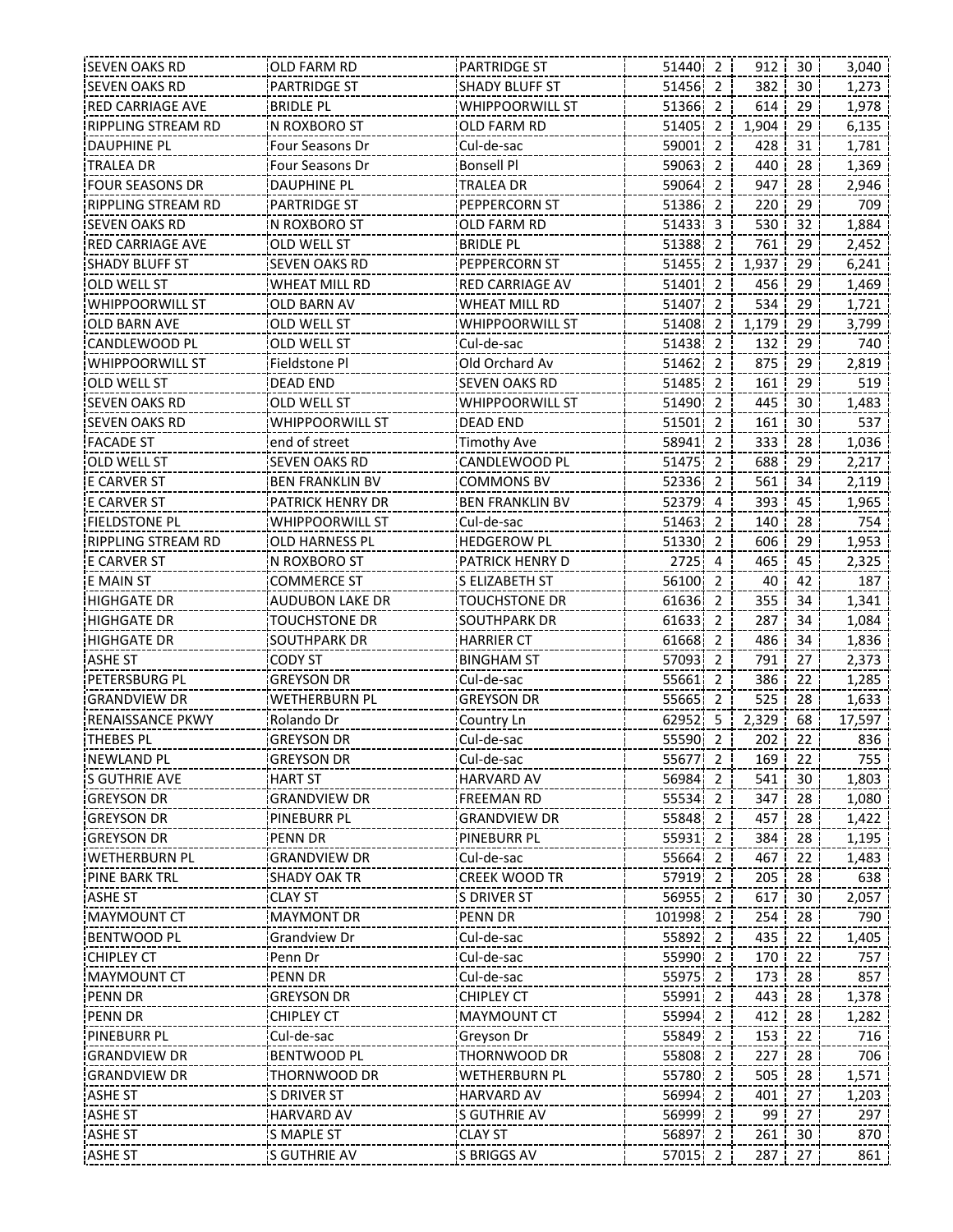| | | | | | | | |
|---|---|---|---|---|---|---|---|
| SEVEN OAKS RD | OLD FARM RD | PARTRIDGE ST | 51440 | 2 | 912 | 30 | 3,040 |
| SEVEN OAKS RD | PARTRIDGE ST | SHADY BLUFF ST | 51456 | 2 | 382 | 30 | 1,273 |
| RED CARRIAGE AVE | BRIDLE PL | WHIPPOORWILL ST | 51366 | 2 | 614 | 29 | 1,978 |
| RIPPLING STREAM RD | N ROXBORO ST | OLD FARM RD | 51405 | 2 | 1,904 | 29 | 6,135 |
| DAUPHINE PL | Four Seasons Dr | Cul-de-sac | 59001 | 2 | 428 | 31 | 1,781 |
| TRALEA DR | Four Seasons Dr | Bonsell Pl | 59063 | 2 | 440 | 28 | 1,369 |
| FOUR SEASONS DR | DAUPHINE PL | TRALEA DR | 59064 | 2 | 947 | 28 | 2,946 |
| RIPPLING STREAM RD | PARTRIDGE ST | PEPPERCORN ST | 51386 | 2 | 220 | 29 | 709 |
| SEVEN OAKS RD | N ROXBORO ST | OLD FARM RD | 51433 | 3 | 530 | 32 | 1,884 |
| RED CARRIAGE AVE | OLD WELL ST | BRIDLE PL | 51388 | 2 | 761 | 29 | 2,452 |
| SHADY BLUFF ST | SEVEN OAKS RD | PEPPERCORN ST | 51455 | 2 | 1,937 | 29 | 6,241 |
| OLD WELL ST | WHEAT MILL RD | RED CARRIAGE AV | 51401 | 2 | 456 | 29 | 1,469 |
| WHIPPOORWILL ST | OLD BARN AV | WHEAT MILL RD | 51407 | 2 | 534 | 29 | 1,721 |
| OLD BARN AVE | OLD WELL ST | WHIPPOORWILL ST | 51408 | 2 | 1,179 | 29 | 3,799 |
| CANDLEWOOD PL | OLD WELL ST | Cul-de-sac | 51438 | 2 | 132 | 29 | 740 |
| WHIPPOORWILL ST | Fieldstone Pl | Old Orchard Av | 51462 | 2 | 875 | 29 | 2,819 |
| OLD WELL ST | DEAD END | SEVEN OAKS RD | 51485 | 2 | 161 | 29 | 519 |
| SEVEN OAKS RD | OLD WELL ST | WHIPPOORWILL ST | 51490 | 2 | 445 | 30 | 1,483 |
| SEVEN OAKS RD | WHIPPOORWILL ST | DEAD END | 51501 | 2 | 161 | 30 | 537 |
| FACADE ST | end of street | Timothy Ave | 58941 | 2 | 333 | 28 | 1,036 |
| OLD WELL ST | SEVEN OAKS RD | CANDLEWOOD PL | 51475 | 2 | 688 | 29 | 2,217 |
| E CARVER ST | BEN FRANKLIN BV | COMMONS BV | 52336 | 2 | 561 | 34 | 2,119 |
| E CARVER ST | PATRICK HENRY DR | BEN FRANKLIN BV | 52379 | 4 | 393 | 45 | 1,965 |
| FIELDSTONE PL | WHIPPOORWILL ST | Cul-de-sac | 51463 | 2 | 140 | 28 | 754 |
| RIPPLING STREAM RD | OLD HARNESS PL | HEDGEROW PL | 51330 | 2 | 606 | 29 | 1,953 |
| E CARVER ST | N ROXBORO ST | PATRICK HENRY D | 2725 | 4 | 465 | 45 | 2,325 |
| E MAIN ST | COMMERCE ST | S ELIZABETH ST | 56100 | 2 | 40 | 42 | 187 |
| HIGHGATE DR | AUDUBON LAKE DR | TOUCHSTONE DR | 61636 | 2 | 355 | 34 | 1,341 |
| HIGHGATE DR | TOUCHSTONE DR | SOUTHPARK DR | 61633 | 2 | 287 | 34 | 1,084 |
| HIGHGATE DR | SOUTHPARK DR | HARRIER CT | 61668 | 2 | 486 | 34 | 1,836 |
| ASHE ST | CODY ST | BINGHAM ST | 57093 | 2 | 791 | 27 | 2,373 |
| PETERSBURG PL | GREYSON DR | Cul-de-sac | 55661 | 2 | 386 | 22 | 1,285 |
| GRANDVIEW DR | WETHERBURN PL | GREYSON DR | 55665 | 2 | 525 | 28 | 1,633 |
| RENAISSANCE PKWY | Rolando Dr | Country Ln | 62952 | 5 | 2,329 | 68 | 17,597 |
| THEBES PL | GREYSON DR | Cul-de-sac | 55590 | 2 | 202 | 22 | 836 |
| NEWLAND PL | GREYSON DR | Cul-de-sac | 55677 | 2 | 169 | 22 | 755 |
| S GUTHRIE AVE | HART ST | HARVARD AV | 56984 | 2 | 541 | 30 | 1,803 |
| GREYSON DR | GRANDVIEW DR | FREEMAN RD | 55534 | 2 | 347 | 28 | 1,080 |
| GREYSON DR | PINEBURR PL | GRANDVIEW DR | 55848 | 2 | 457 | 28 | 1,422 |
| GREYSON DR | PENN DR | PINEBURR PL | 55931 | 2 | 384 | 28 | 1,195 |
| WETHERBURN PL | GRANDVIEW DR | Cul-de-sac | 55664 | 2 | 467 | 22 | 1,483 |
| PINE BARK TRL | SHADY OAK TR | CREEK WOOD TR | 57919 | 2 | 205 | 28 | 638 |
| ASHE ST | CLAY ST | S DRIVER ST | 56955 | 2 | 617 | 30 | 2,057 |
| MAYMOUNT CT | MAYMONT DR | PENN DR | 101998 | 2 | 254 | 28 | 790 |
| BENTWOOD PL | Grandview Dr | Cul-de-sac | 55892 | 2 | 435 | 22 | 1,405 |
| CHIPLEY CT | Penn Dr | Cul-de-sac | 55990 | 2 | 170 | 22 | 757 |
| MAYMOUNT CT | PENN DR | Cul-de-sac | 55975 | 2 | 173 | 28 | 857 |
| PENN DR | GREYSON DR | CHIPLEY CT | 55991 | 2 | 443 | 28 | 1,378 |
| PENN DR | CHIPLEY CT | MAYMOUNT CT | 55994 | 2 | 412 | 28 | 1,282 |
| PINEBURR PL | Cul-de-sac | Greyson Dr | 55849 | 2 | 153 | 22 | 716 |
| GRANDVIEW DR | BENTWOOD PL | THORNWOOD DR | 55808 | 2 | 227 | 28 | 706 |
| GRANDVIEW DR | THORNWOOD DR | WETHERBURN PL | 55780 | 2 | 505 | 28 | 1,571 |
| ASHE ST | S DRIVER ST | HARVARD AV | 56994 | 2 | 401 | 27 | 1,203 |
| ASHE ST | HARVARD AV | S GUTHRIE AV | 56999 | 2 | 99 | 27 | 297 |
| ASHE ST | S MAPLE ST | CLAY ST | 56897 | 2 | 261 | 30 | 870 |
| ASHE ST | S GUTHRIE AV | S BRIGGS AV | 57015 | 2 | 287 | 27 | 861 |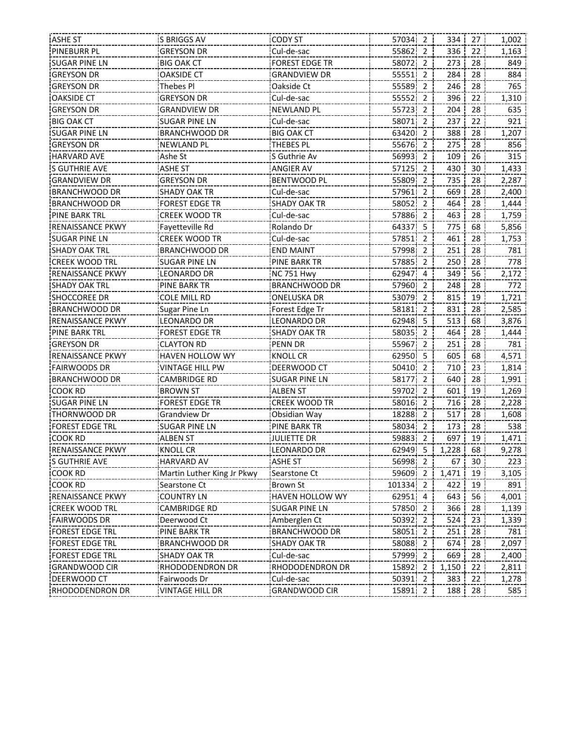| | | | | | | | |
|---|---|---|---|---|---|---|---|
| ASHE ST | S BRIGGS AV | CODY ST | 57034 | 2 | 334 | 27 | 1,002 |
| PINEBURR PL | GREYSON DR | Cul-de-sac | 55862 | 2 | 336 | 22 | 1,163 |
| SUGAR PINE LN | BIG OAK CT | FOREST EDGE TR | 58072 | 2 | 273 | 28 | 849 |
| GREYSON DR | OAKSIDE CT | GRANDVIEW DR | 55551 | 2 | 284 | 28 | 884 |
| GREYSON DR | Thebes Pl | Oakside Ct | 55589 | 2 | 246 | 28 | 765 |
| OAKSIDE CT | GREYSON DR | Cul-de-sac | 55552 | 2 | 396 | 22 | 1,310 |
| GREYSON DR | GRANDVIEW DR | NEWLAND PL | 55723 | 2 | 204 | 28 | 635 |
| BIG OAK CT | SUGAR PINE LN | Cul-de-sac | 58071 | 2 | 237 | 22 | 921 |
| SUGAR PINE LN | BRANCHWOOD DR | BIG OAK CT | 63420 | 2 | 388 | 28 | 1,207 |
| GREYSON DR | NEWLAND PL | THEBES PL | 55676 | 2 | 275 | 28 | 856 |
| HARVARD AVE | Ashe St | S Guthrie Av | 56993 | 2 | 109 | 26 | 315 |
| S GUTHRIE AVE | ASHE ST | ANGIER AV | 57125 | 2 | 430 | 30 | 1,433 |
| GRANDVIEW DR | GREYSON DR | BENTWOOD PL | 55809 | 2 | 735 | 28 | 2,287 |
| BRANCHWOOD DR | SHADY OAK TR | Cul-de-sac | 57961 | 2 | 669 | 28 | 2,400 |
| BRANCHWOOD DR | FOREST EDGE TR | SHADY OAK TR | 58052 | 2 | 464 | 28 | 1,444 |
| PINE BARK TRL | CREEK WOOD TR | Cul-de-sac | 57886 | 2 | 463 | 28 | 1,759 |
| RENAISSANCE PKWY | Fayetteville Rd | Rolando Dr | 64337 | 5 | 775 | 68 | 5,856 |
| SUGAR PINE LN | CREEK WOOD TR | Cul-de-sac | 57851 | 2 | 461 | 28 | 1,753 |
| SHADY OAK TRL | BRANCHWOOD DR | END MAINT | 57998 | 2 | 251 | 28 | 781 |
| CREEK WOOD TRL | SUGAR PINE LN | PINE BARK TR | 57885 | 2 | 250 | 28 | 778 |
| RENAISSANCE PKWY | LEONARDO DR | NC 751 Hwy | 62947 | 4 | 349 | 56 | 2,172 |
| SHADY OAK TRL | PINE BARK TR | BRANCHWOOD DR | 57960 | 2 | 248 | 28 | 772 |
| SHOCCOREE DR | COLE MILL RD | ONELUSKA DR | 53079 | 2 | 815 | 19 | 1,721 |
| BRANCHWOOD DR | Sugar Pine Ln | Forest Edge Tr | 58181 | 2 | 831 | 28 | 2,585 |
| RENAISSANCE PKWY | LEONARDO DR | LEONARDO DR | 62948 | 5 | 513 | 68 | 3,876 |
| PINE BARK TRL | FOREST EDGE TR | SHADY OAK TR | 58035 | 2 | 464 | 28 | 1,444 |
| GREYSON DR | CLAYTON RD | PENN DR | 55967 | 2 | 251 | 28 | 781 |
| RENAISSANCE PKWY | HAVEN HOLLOW WY | KNOLL CR | 62950 | 5 | 605 | 68 | 4,571 |
| FAIRWOODS DR | VINTAGE HILL PW | DEERWOOD CT | 50410 | 2 | 710 | 23 | 1,814 |
| BRANCHWOOD DR | CAMBRIDGE RD | SUGAR PINE LN | 58177 | 2 | 640 | 28 | 1,991 |
| COOK RD | BROWN ST | ALBEN ST | 59702 | 2 | 601 | 19 | 1,269 |
| SUGAR PINE LN | FOREST EDGE TR | CREEK WOOD TR | 58016 | 2 | 716 | 28 | 2,228 |
| THORNWOOD DR | Grandview Dr | Obsidian Way | 18288 | 2 | 517 | 28 | 1,608 |
| FOREST EDGE TRL | SUGAR PINE LN | PINE BARK TR | 58034 | 2 | 173 | 28 | 538 |
| COOK RD | ALBEN ST | JULIETTE DR | 59883 | 2 | 697 | 19 | 1,471 |
| RENAISSANCE PKWY | KNOLL CR | LEONARDO DR | 62949 | 5 | 1,228 | 68 | 9,278 |
| S GUTHRIE AVE | HARVARD AV | ASHE ST | 56998 | 2 | 67 | 30 | 223 |
| COOK RD | Martin Luther King Jr Pkwy | Searstone Ct | 59609 | 2 | 1,471 | 19 | 3,105 |
| COOK RD | Searstone Ct | Brown St | 101334 | 2 | 422 | 19 | 891 |
| RENAISSANCE PKWY | COUNTRY LN | HAVEN HOLLOW WY | 62951 | 4 | 643 | 56 | 4,001 |
| CREEK WOOD TRL | CAMBRIDGE RD | SUGAR PINE LN | 57850 | 2 | 366 | 28 | 1,139 |
| FAIRWOODS DR | Deerwood Ct | Amberglen Ct | 50392 | 2 | 524 | 23 | 1,339 |
| FOREST EDGE TRL | PINE BARK TR | BRANCHWOOD DR | 58051 | 2 | 251 | 28 | 781 |
| FOREST EDGE TRL | BRANCHWOOD DR | SHADY OAK TR | 58088 | 2 | 674 | 28 | 2,097 |
| FOREST EDGE TRL | SHADY OAK TR | Cul-de-sac | 57999 | 2 | 669 | 28 | 2,400 |
| GRANDWOOD CIR | RHODODENDRON DR | RHODODENDRON DR | 15892 | 2 | 1,150 | 22 | 2,811 |
| DEERWOOD CT | Fairwoods Dr | Cul-de-sac | 50391 | 2 | 383 | 22 | 1,278 |
| RHODODENDRON DR | VINTAGE HILL DR | GRANDWOOD CIR | 15891 | 2 | 188 | 28 | 585 |